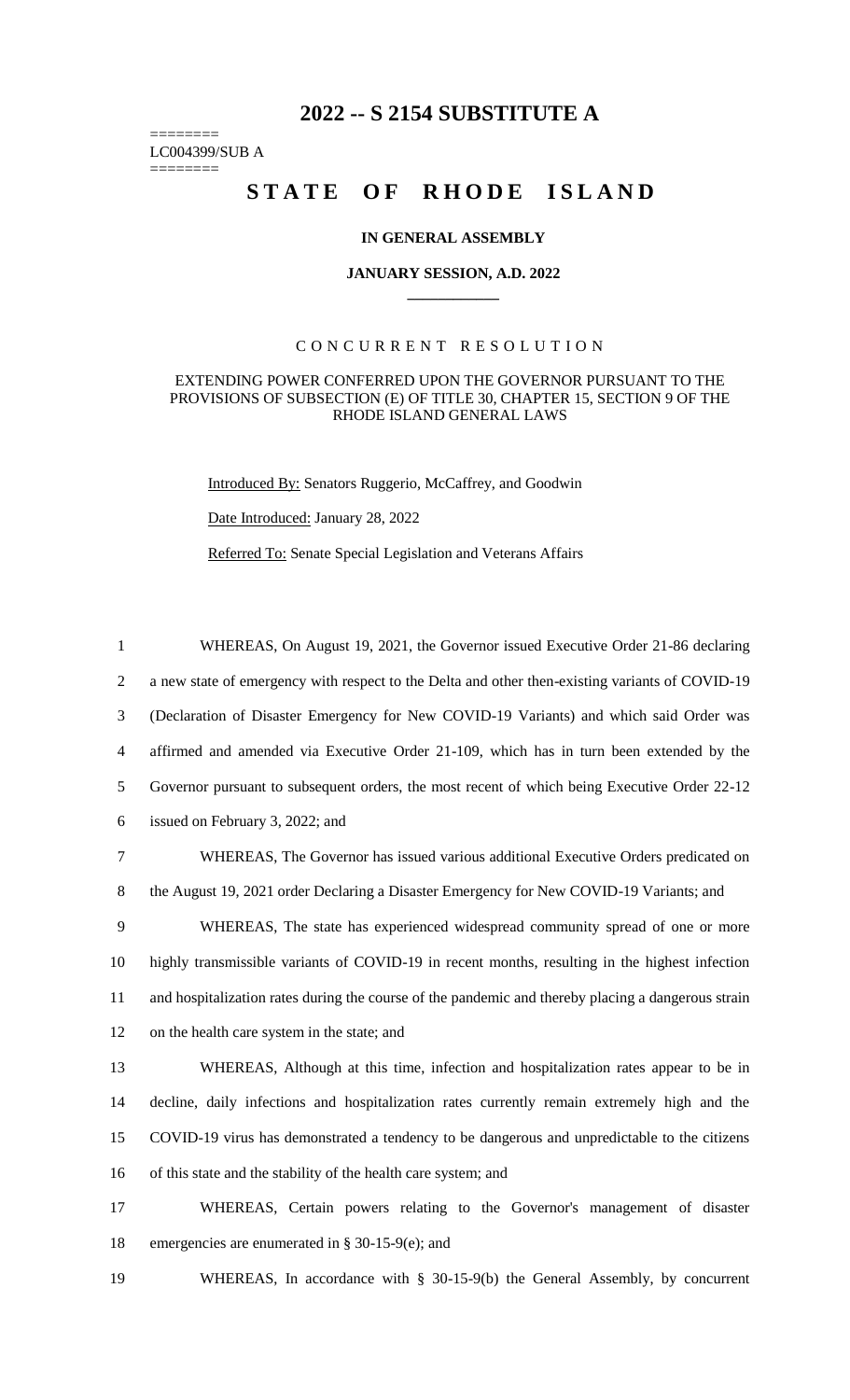# 2022 -- S 2154 SUBSTITUTE A

========
LC004399/SUB A
========

## STATE OF RHODE ISLAND

### IN GENERAL ASSEMBLY

### JANUARY SESSION, A.D. 2022

C O N C U R R E N T  R E S O L U T I O N

EXTENDING POWER CONFERRED UPON THE GOVERNOR PURSUANT TO THE PROVISIONS OF SUBSECTION (E) OF TITLE 30, CHAPTER 15, SECTION 9 OF THE RHODE ISLAND GENERAL LAWS

Introduced By: Senators Ruggerio, McCaffrey, and Goodwin

Date Introduced: January 28, 2022

Referred To: Senate Special Legislation and Veterans Affairs

1 WHEREAS, On August 19, 2021, the Governor issued Executive Order 21-86 declaring
2 a new state of emergency with respect to the Delta and other then-existing variants of COVID-19
3 (Declaration of Disaster Emergency for New COVID-19 Variants) and which said Order was
4 affirmed and amended via Executive Order 21-109, which has in turn been extended by the
5 Governor pursuant to subsequent orders, the most recent of which being Executive Order 22-12
6 issued on February 3, 2022; and

7 WHEREAS, The Governor has issued various additional Executive Orders predicated on
8 the August 19, 2021 order Declaring a Disaster Emergency for New COVID-19 Variants; and

9 WHEREAS, The state has experienced widespread community spread of one or more
10 highly transmissible variants of COVID-19 in recent months, resulting in the highest infection
11 and hospitalization rates during the course of the pandemic and thereby placing a dangerous strain
12 on the health care system in the state; and

13 WHEREAS, Although at this time, infection and hospitalization rates appear to be in
14 decline, daily infections and hospitalization rates currently remain extremely high and the
15 COVID-19 virus has demonstrated a tendency to be dangerous and unpredictable to the citizens
16 of this state and the stability of the health care system; and

17 WHEREAS, Certain powers relating to the Governor's management of disaster
18 emergencies are enumerated in § 30-15-9(e); and

19 WHEREAS, In accordance with § 30-15-9(b) the General Assembly, by concurrent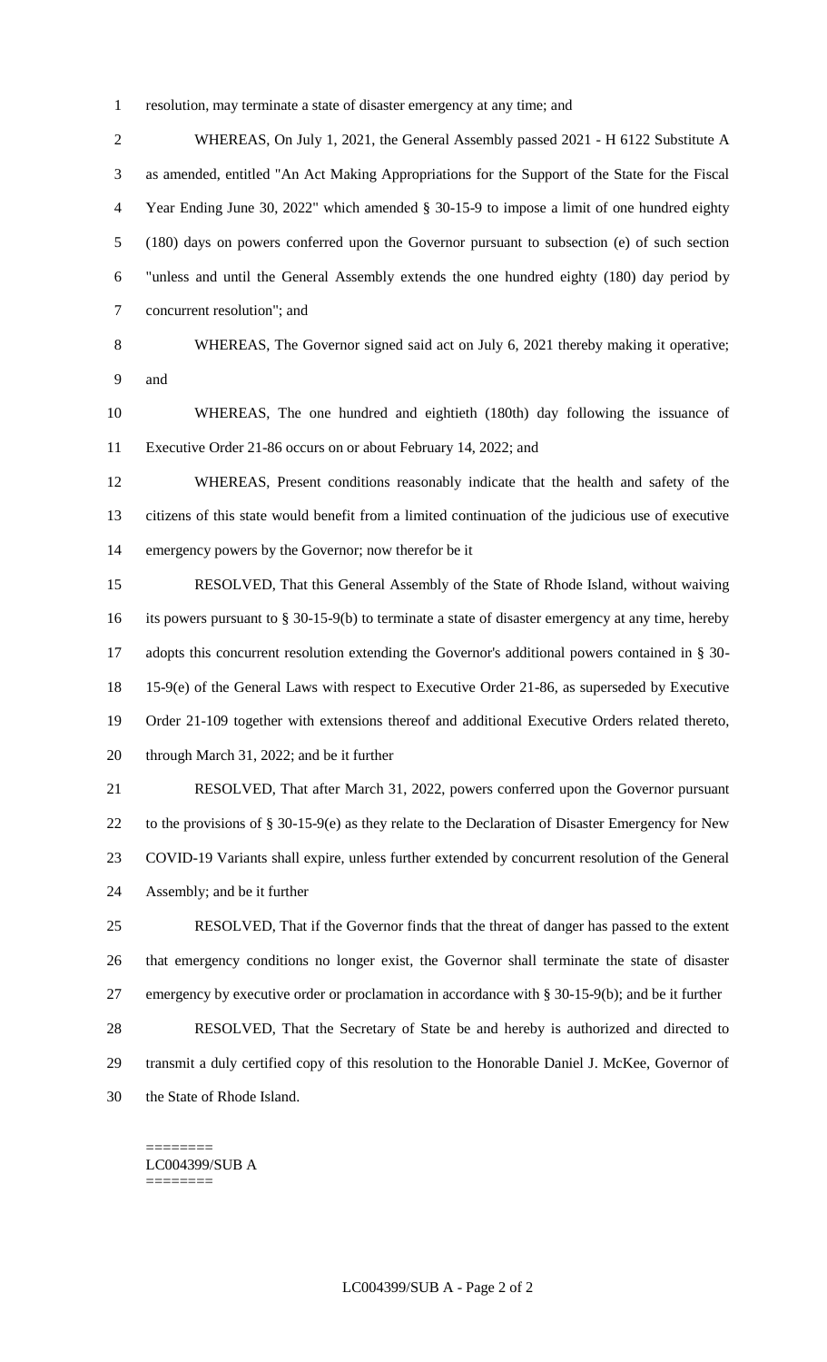resolution, may terminate a state of disaster emergency at any time; and

WHEREAS, On July 1, 2021, the General Assembly passed 2021 - H 6122 Substitute A as amended, entitled "An Act Making Appropriations for the Support of the State for the Fiscal Year Ending June 30, 2022" which amended § 30-15-9 to impose a limit of one hundred eighty (180) days on powers conferred upon the Governor pursuant to subsection (e) of such section "unless and until the General Assembly extends the one hundred eighty (180) day period by concurrent resolution"; and

WHEREAS, The Governor signed said act on July 6, 2021 thereby making it operative; and

WHEREAS, The one hundred and eightieth (180th) day following the issuance of Executive Order 21-86 occurs on or about February 14, 2022; and

WHEREAS, Present conditions reasonably indicate that the health and safety of the citizens of this state would benefit from a limited continuation of the judicious use of executive emergency powers by the Governor; now therefor be it

RESOLVED, That this General Assembly of the State of Rhode Island, without waiving its powers pursuant to § 30-15-9(b) to terminate a state of disaster emergency at any time, hereby adopts this concurrent resolution extending the Governor's additional powers contained in § 30-15-9(e) of the General Laws with respect to Executive Order 21-86, as superseded by Executive Order 21-109 together with extensions thereof and additional Executive Orders related thereto, through March 31, 2022; and be it further

RESOLVED, That after March 31, 2022, powers conferred upon the Governor pursuant to the provisions of § 30-15-9(e) as they relate to the Declaration of Disaster Emergency for New COVID-19 Variants shall expire, unless further extended by concurrent resolution of the General Assembly; and be it further

RESOLVED, That if the Governor finds that the threat of danger has passed to the extent that emergency conditions no longer exist, the Governor shall terminate the state of disaster emergency by executive order or proclamation in accordance with § 30-15-9(b); and be it further

RESOLVED, That the Secretary of State be and hereby is authorized and directed to transmit a duly certified copy of this resolution to the Honorable Daniel J. McKee, Governor of the State of Rhode Island.

========
LC004399/SUB A
========